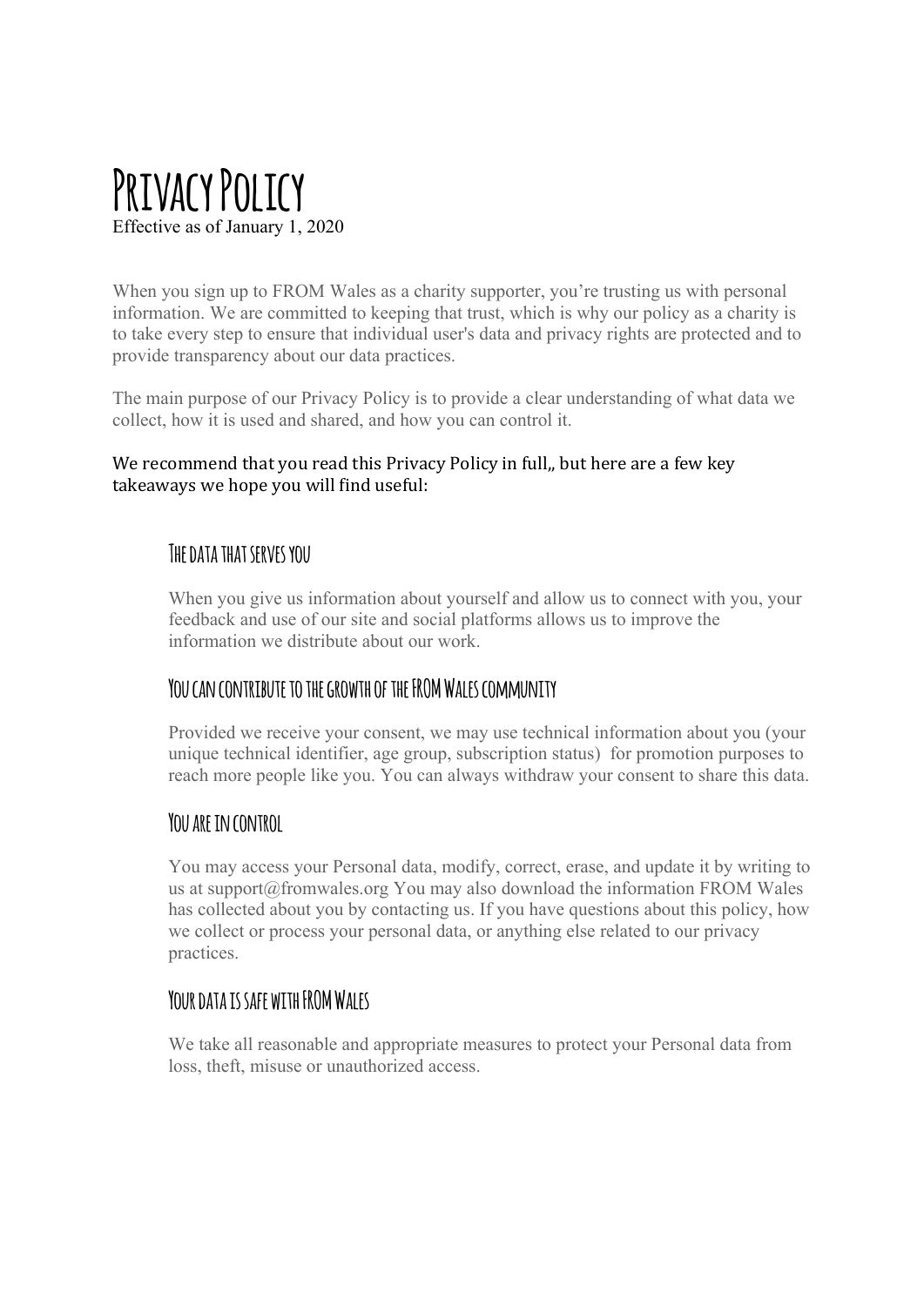# Privacy Policy

Effective as of January 1, 2020

When you sign up to FROM Wales as a charity supporter, you're trusting us with personal information. We are committed to keeping that trust, which is why our policy as a charity is to take every step to ensure that individual user's data and privacy rights are protected and to provide transparency about our data practices.

The main purpose of our Privacy Policy is to provide a clear understanding of what data we collect, how it is used and shared, and how you can control it.

We recommend that you read this Privacy Policy in full,, but here are a few key takeaways we hope you will find useful:

### The data that serves you

When you give us information about yourself and allow us to connect with you, your feedback and use of our site and social platforms allows us to improve the information we distribute about our work.

### You can contribute to the growth of the FROM Wales community

Provided we receive your consent, we may use technical information about you (your unique technical identifier, age group, subscription status) for promotion purposes to reach more people like you. You can always withdraw your consent to share this data.

### You are in control

You may access your Personal data, modify, correct, erase, and update it by writing to us at support@fromwales.org You may also download the information FROM Wales has collected about you by contacting us. If you have questions about this policy, how we collect or process your personal data, or anything else related to our privacy practices.

### Your data is safe with FROM Wales

We take all reasonable and appropriate measures to protect your Personal data from loss, theft, misuse or unauthorized access.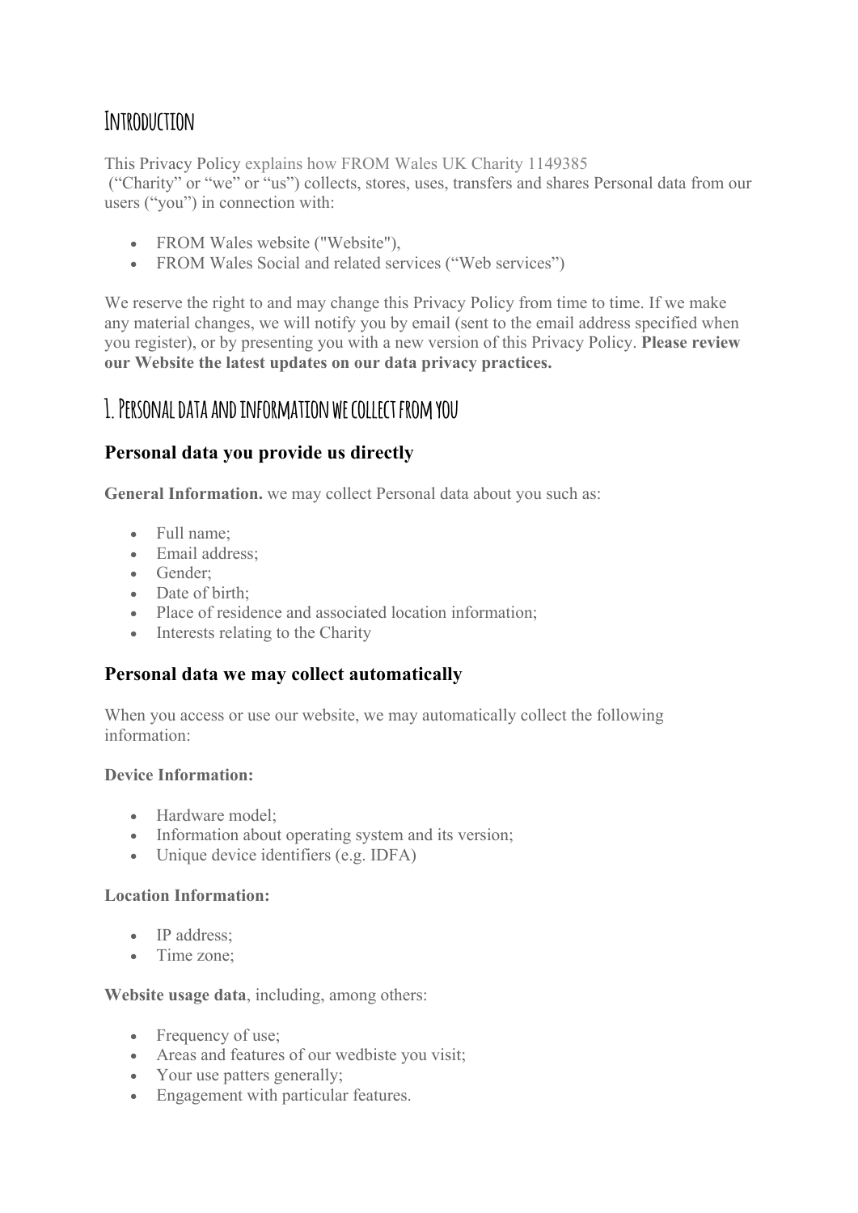# Introduction

This Privacy Policy explains how FROM Wales UK Charity 1149385 ("Charity" or "we" or "us") collects, stores, uses, transfers and shares Personal data from our users ("you") in connection with:

- FROM Wales website ("Website"),
- FROM Wales Social and related services ("Web services")

We reserve the right to and may change this Privacy Policy from time to time. If we make any material changes, we will notify you by email (sent to the email address specified when you register), or by presenting you with a new version of this Privacy Policy. **Please review our Website the latest updates on our data privacy practices.**

# 1. Personal data and information we collect from you

## Personal data you provide us directly

**General Information.** we may collect Personal data about you such as:

- Full name;
- Email address;
- Gender;
- Date of birth;
- Place of residence and associated location information;
- Interests relating to the Charity

## Personal data we may collect automatically

When you access or use our website, we may automatically collect the following information:

**Device Information:**

- Hardware model;
- Information about operating system and its version;
- Unique device identifiers (e.g. IDFA)

**Location Information:**

- IP address;
- Time zone;

**Website usage data**, including, among others:

- Frequency of use;
- Areas and features of our wedbiste you visit;
- Your use patters generally;
- Engagement with particular features.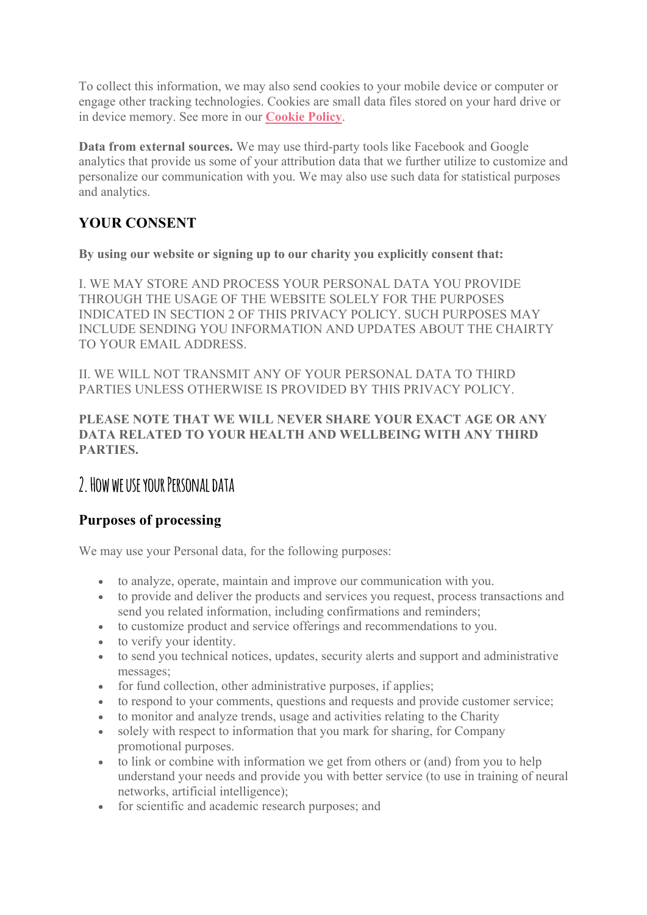To collect this information, we may also send cookies to your mobile device or computer or engage other tracking technologies. Cookies are small data files stored on your hard drive or in device memory. See more in our **Cookie Policy**.

**Data from external sources.** We may use third-party tools like Facebook and Google analytics that provide us some of your attribution data that we further utilize to customize and personalize our communication with you. We may also use such data for statistical purposes and analytics.

## YOUR CONSENT

**By using our website or signing up to our charity you explicitly consent that:**

I. WE MAY STORE AND PROCESS YOUR PERSONAL DATA YOU PROVIDE THROUGH THE USAGE OF THE WEBSITE SOLELY FOR THE PURPOSES INDICATED IN SECTION 2 OF THIS PRIVACY POLICY. SUCH PURPOSES MAY INCLUDE SENDING YOU INFORMATION AND UPDATES ABOUT THE CHAIRTY TO YOUR EMAIL ADDRESS.

II. WE WILL NOT TRANSMIT ANY OF YOUR PERSONAL DATA TO THIRD PARTIES UNLESS OTHERWISE IS PROVIDED BY THIS PRIVACY POLICY.

**PLEASE NOTE THAT WE WILL NEVER SHARE YOUR EXACT AGE OR ANY DATA RELATED TO YOUR HEALTH AND WELLBEING WITH ANY THIRD PARTIES.**

# 2. How we use your Personal data

## Purposes of processing

We may use your Personal data, for the following purposes:

- to analyze, operate, maintain and improve our communication with you.
- to provide and deliver the products and services you request, process transactions and send you related information, including confirmations and reminders;
- to customize product and service offerings and recommendations to you.
- to verify your identity.
- to send you technical notices, updates, security alerts and support and administrative messages;
- for fund collection, other administrative purposes, if applies;
- to respond to your comments, questions and requests and provide customer service;
- to monitor and analyze trends, usage and activities relating to the Charity
- solely with respect to information that you mark for sharing, for Company promotional purposes.
- to link or combine with information we get from others or (and) from you to help understand your needs and provide you with better service (to use in training of neural networks, artificial intelligence);
- for scientific and academic research purposes; and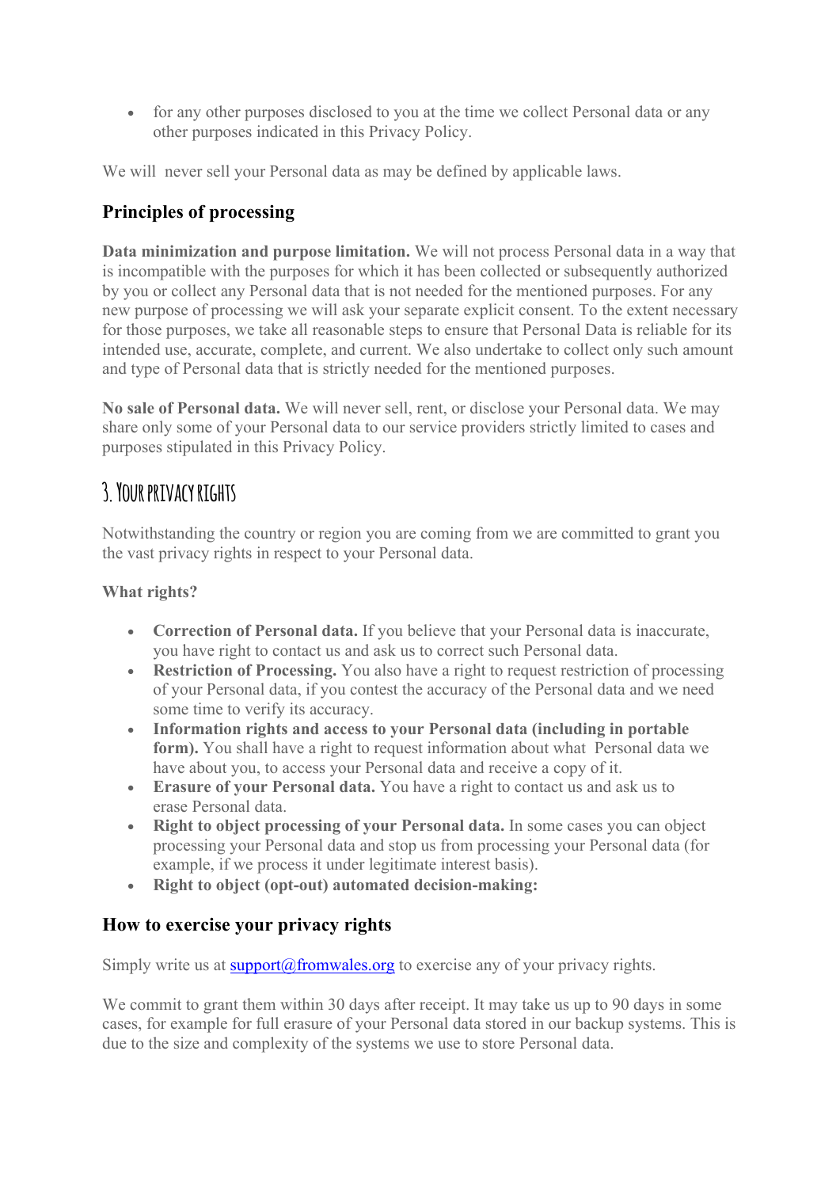- for any other purposes disclosed to you at the time we collect Personal data or any other purposes indicated in this Privacy Policy.

We will never sell your Personal data as may be defined by applicable laws.

### Principles of processing

**Data minimization and purpose limitation.** We will not process Personal data in a way that is incompatible with the purposes for which it has been collected or subsequently authorized by you or collect any Personal data that is not needed for the mentioned purposes. For any new purpose of processing we will ask your separate explicit consent. To the extent necessary for those purposes, we take all reasonable steps to ensure that Personal Data is reliable for its intended use, accurate, complete, and current. We also undertake to collect only such amount and type of Personal data that is strictly needed for the mentioned purposes.

**No sale of Personal data.** We will never sell, rent, or disclose your Personal data. We may share only some of your Personal data to our service providers strictly limited to cases and purposes stipulated in this Privacy Policy.

## 3. Your privacy rights

Notwithstanding the country or region you are coming from we are committed to grant you the vast privacy rights in respect to your Personal data.

**What rights?**

- **Correction of Personal data.** If you believe that your Personal data is inaccurate, you have right to contact us and ask us to correct such Personal data.
- **Restriction of Processing.** You also have a right to request restriction of processing of your Personal data, if you contest the accuracy of the Personal data and we need some time to verify its accuracy.
- **Information rights and access to your Personal data (including in portable form).** You shall have a right to request information about what Personal data we have about you, to access your Personal data and receive a copy of it.
- **Erasure of your Personal data.** You have a right to contact us and ask us to erase Personal data.
- **Right to object processing of your Personal data.** In some cases you can object processing your Personal data and stop us from processing your Personal data (for example, if we process it under legitimate interest basis).
- **Right to object (opt-out) automated decision-making:**

### How to exercise your privacy rights

Simply write us at support@fromwales.org to exercise any of your privacy rights.

We commit to grant them within 30 days after receipt. It may take us up to 90 days in some cases, for example for full erasure of your Personal data stored in our backup systems. This is due to the size and complexity of the systems we use to store Personal data.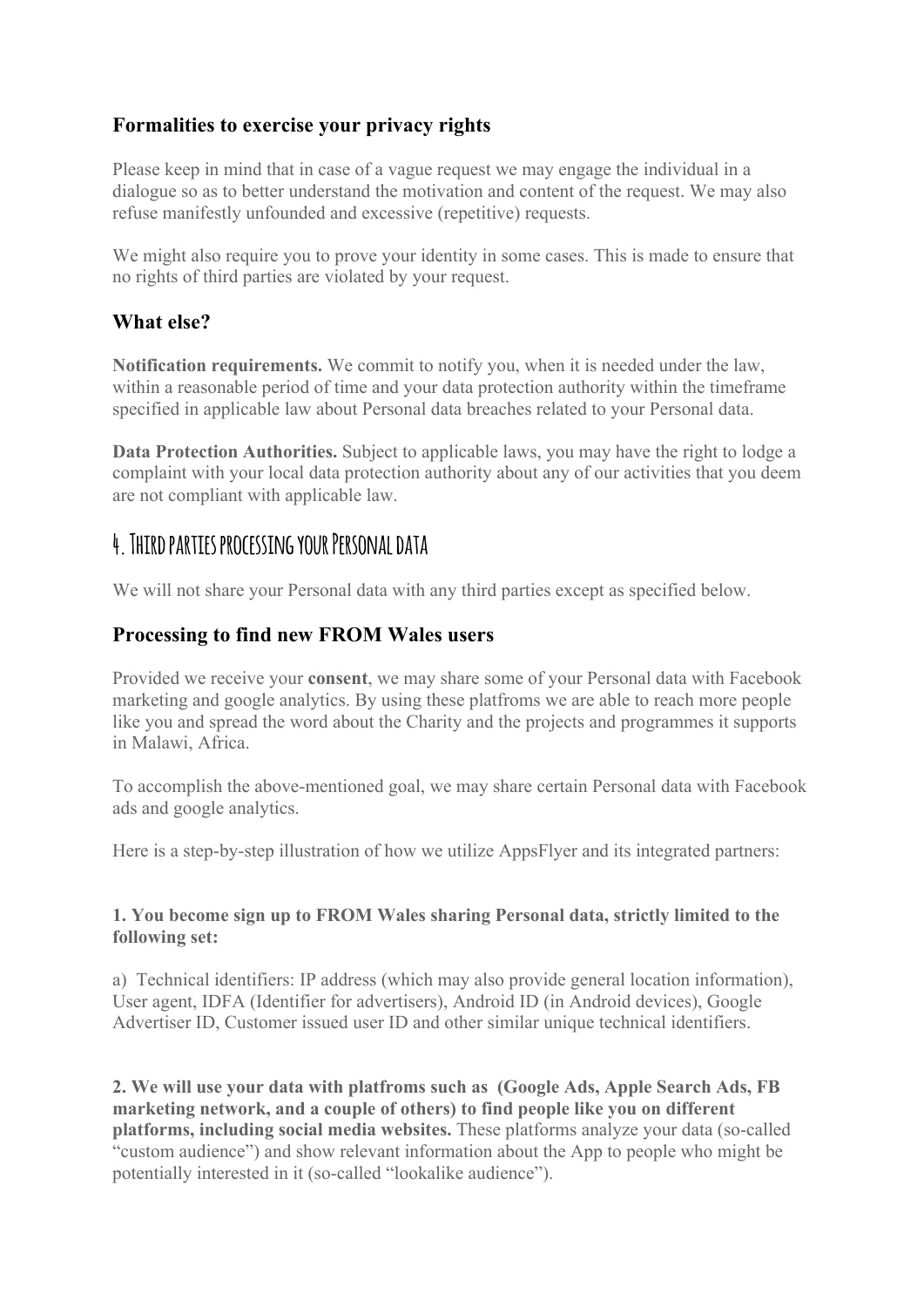### Formalities to exercise your privacy rights

Please keep in mind that in case of a vague request we may engage the individual in a dialogue so as to better understand the motivation and content of the request. We may also refuse manifestly unfounded and excessive (repetitive) requests.

We might also require you to prove your identity in some cases. This is made to ensure that no rights of third parties are violated by your request.

### What else?

**Notification requirements.** We commit to notify you, when it is needed under the law, within a reasonable period of time and your data protection authority within the timeframe specified in applicable law about Personal data breaches related to your Personal data.

**Data Protection Authorities.** Subject to applicable laws, you may have the right to lodge a complaint with your local data protection authority about any of our activities that you deem are not compliant with applicable law.

## 4. Third parties processing your Personal data

We will not share your Personal data with any third parties except as specified below.

### Processing to find new FROM Wales users

Provided we receive your **consent**, we may share some of your Personal data with Facebook marketing and google analytics. By using these platfroms we are able to reach more people like you and spread the word about the Charity and the projects and programmes it supports in Malawi, Africa.

To accomplish the above-mentioned goal, we may share certain Personal data with Facebook ads and google analytics.

Here is a step-by-step illustration of how we utilize AppsFlyer and its integrated partners:

**1. You become sign up to FROM Wales sharing Personal data, strictly limited to the following set:**

a) Technical identifiers: IP address (which may also provide general location information), User agent, IDFA (Identifier for advertisers), Android ID (in Android devices), Google Advertiser ID, Customer issued user ID and other similar unique technical identifiers.

**2. We will use your data with platfroms such as (Google Ads, Apple Search Ads, FB marketing network, and a couple of others) to find people like you on different platforms, including social media websites.** These platforms analyze your data (so-called "custom audience") and show relevant information about the App to people who might be potentially interested in it (so-called "lookalike audience").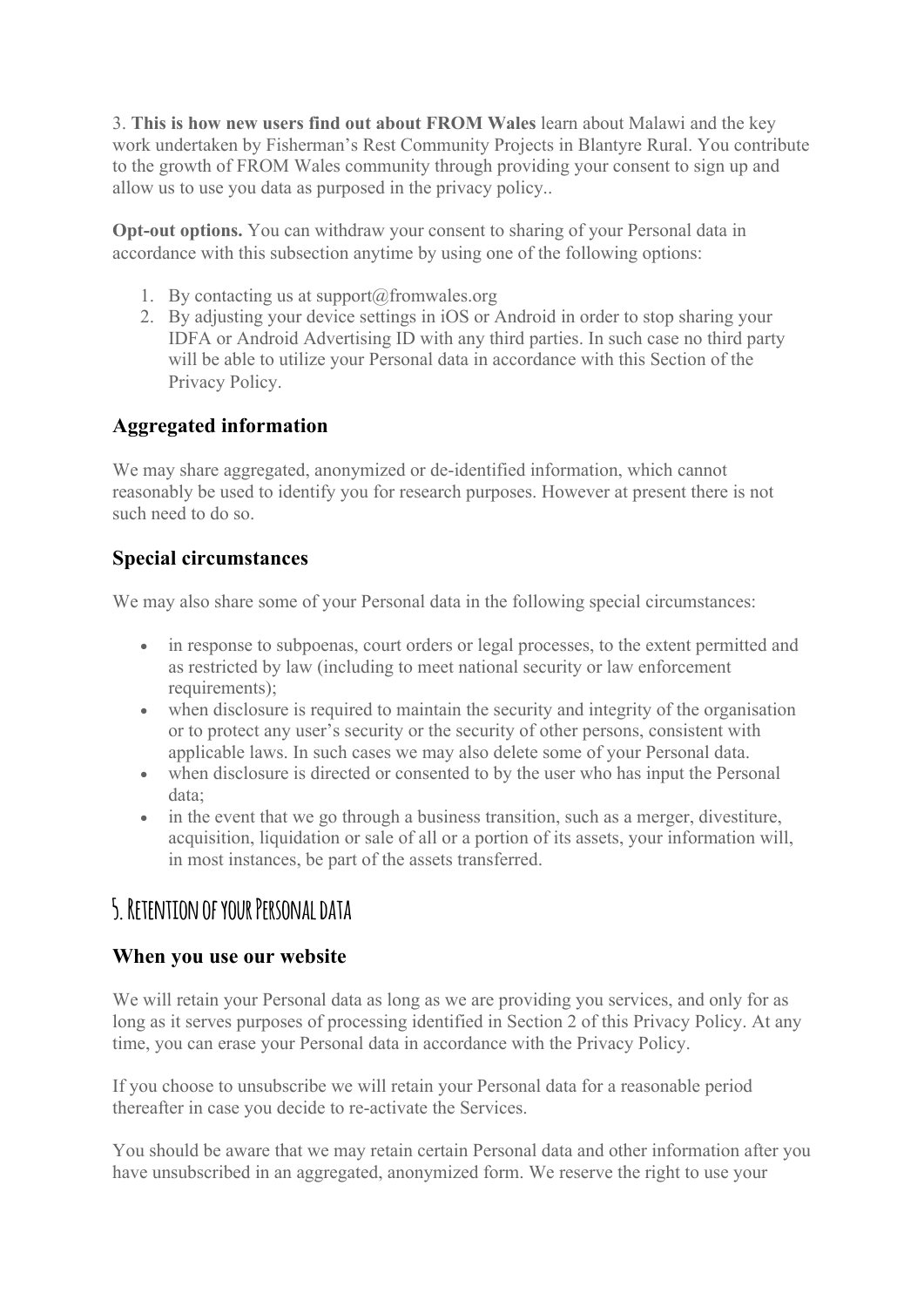3. **This is how new users find out about FROM Wales** learn about Malawi and the key work undertaken by Fisherman's Rest Community Projects in Blantyre Rural. You contribute to the growth of FROM Wales community through providing your consent to sign up and allow us to use you data as purposed in the privacy policy..

**Opt-out options.** You can withdraw your consent to sharing of your Personal data in accordance with this subsection anytime by using one of the following options:

1. By contacting us at support@fromwales.org
2. By adjusting your device settings in iOS or Android in order to stop sharing your IDFA or Android Advertising ID with any third parties. In such case no third party will be able to utilize your Personal data in accordance with this Section of the Privacy Policy.

### Aggregated information

We may share aggregated, anonymized or de-identified information, which cannot reasonably be used to identify you for research purposes. However at present there is not such need to do so.

### Special circumstances

We may also share some of your Personal data in the following special circumstances:

- in response to subpoenas, court orders or legal processes, to the extent permitted and as restricted by law (including to meet national security or law enforcement requirements);
- when disclosure is required to maintain the security and integrity of the organisation or to protect any user's security or the security of other persons, consistent with applicable laws. In such cases we may also delete some of your Personal data.
- when disclosure is directed or consented to by the user who has input the Personal data;
- in the event that we go through a business transition, such as a merger, divestiture, acquisition, liquidation or sale of all or a portion of its assets, your information will, in most instances, be part of the assets transferred.

## 5. Retention of your Personal data

### When you use our website

We will retain your Personal data as long as we are providing you services, and only for as long as it serves purposes of processing identified in Section 2 of this Privacy Policy. At any time, you can erase your Personal data in accordance with the Privacy Policy.

If you choose to unsubscribe we will retain your Personal data for a reasonable period thereafter in case you decide to re-activate the Services.

You should be aware that we may retain certain Personal data and other information after you have unsubscribed in an aggregated, anonymized form. We reserve the right to use your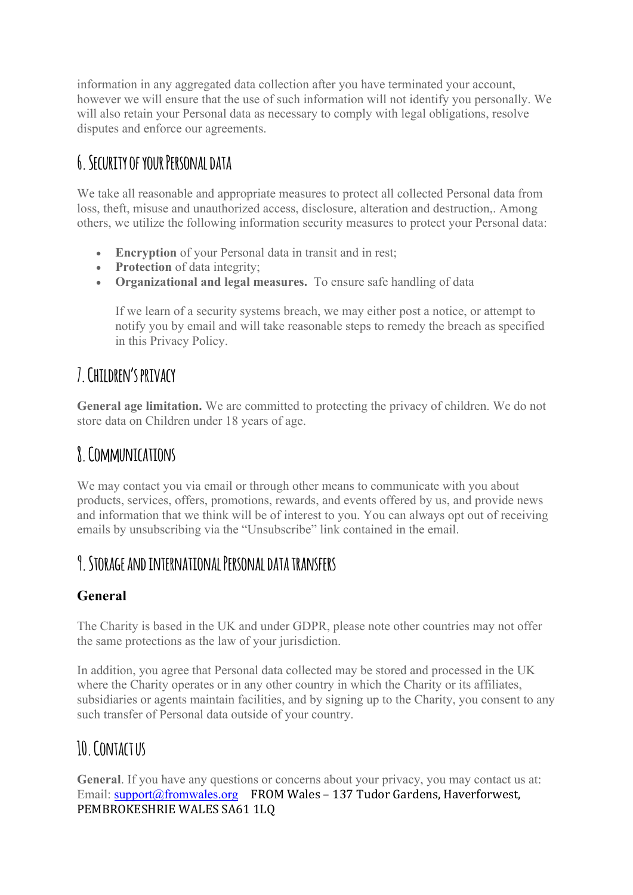information in any aggregated data collection after you have terminated your account, however we will ensure that the use of such information will not identify you personally. We will also retain your Personal data as necessary to comply with legal obligations, resolve disputes and enforce our agreements.

## 6. Security of your Personal data

We take all reasonable and appropriate measures to protect all collected Personal data from loss, theft, misuse and unauthorized access, disclosure, alteration and destruction,. Among others, we utilize the following information security measures to protect your Personal data:

- **Encryption** of your Personal data in transit and in rest;
- **Protection** of data integrity;
- **Organizational and legal measures.** To ensure safe handling of data

  If we learn of a security systems breach, we may either post a notice, or attempt to notify you by email and will take reasonable steps to remedy the breach as specified in this Privacy Policy.

## 7. Children's privacy

**General age limitation.** We are committed to protecting the privacy of children. We do not store data on Children under 18 years of age.

## 8. Communications

We may contact you via email or through other means to communicate with you about products, services, offers, promotions, rewards, and events offered by us, and provide news and information that we think will be of interest to you. You can always opt out of receiving emails by unsubscribing via the "Unsubscribe" link contained in the email.

## 9. Storage and international Personal data transfers

### General

The Charity is based in the UK and under GDPR, please note other countries may not offer the same protections as the law of your jurisdiction.

In addition, you agree that Personal data collected may be stored and processed in the UK where the Charity operates or in any other country in which the Charity or its affiliates, subsidiaries or agents maintain facilities, and by signing up to the Charity, you consent to any such transfer of Personal data outside of your country.

## 10. Contact us

**General**. If you have any questions or concerns about your privacy, you may contact us at:
Email: support@fromwales.org FROM Wales – 137 Tudor Gardens, Haverforwest, PEMBROKESHRIE WALES SA61 1LQ